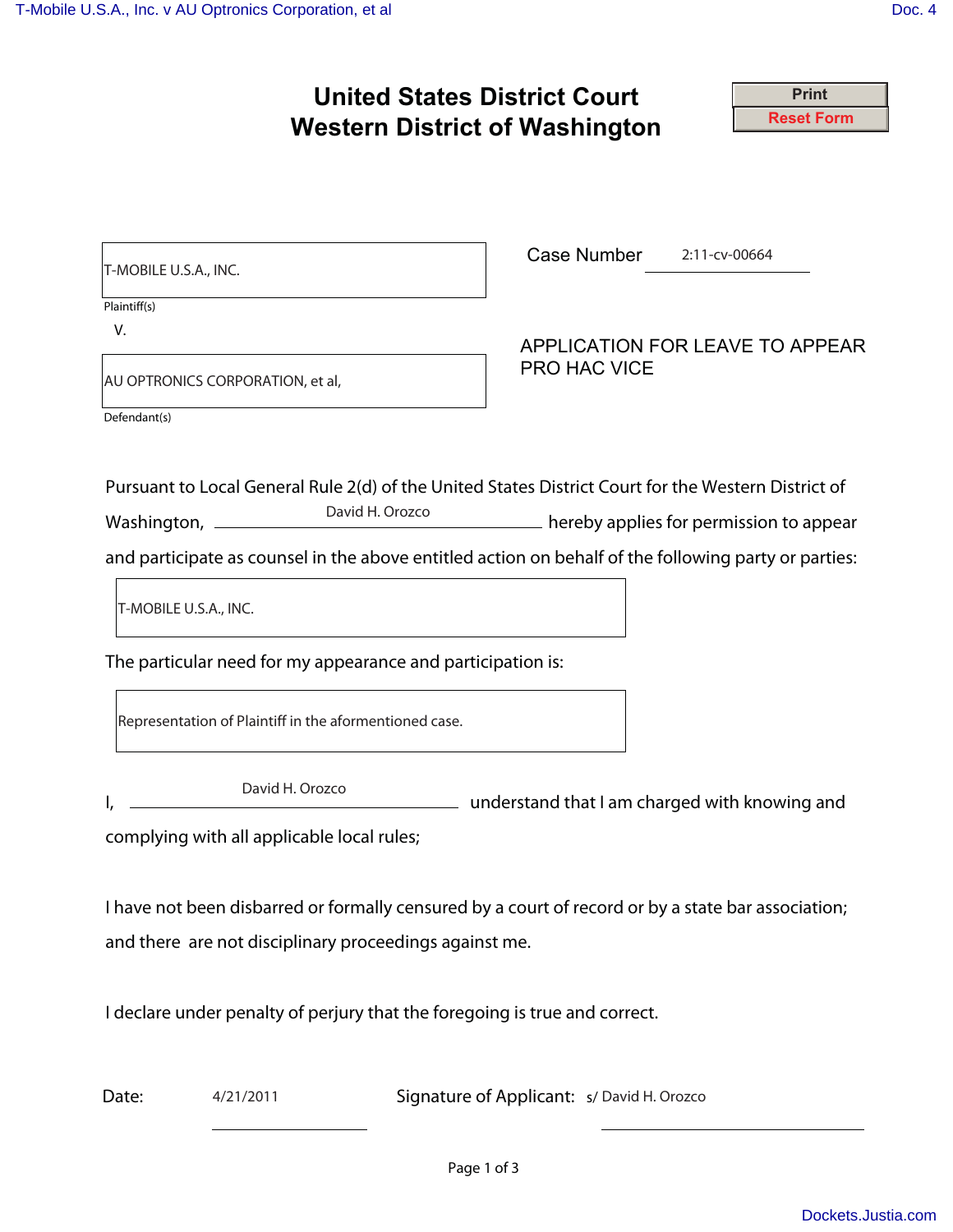# United States District Court
# Western District of Washington

T-MOBILE U.S.A., INC.

Plaintiff(s)

V.

AU OPTRONICS CORPORATION, et al,

Defendant(s)

Case Number 2:11-cv-00664

## APPLICATION FOR LEAVE TO APPEAR PRO HAC VICE

Pursuant to Local General Rule 2(d) of the United States District Court for the Western District of Washington, David H. Orozco hereby applies for permission to appear and participate as counsel in the above entitled action on behalf of the following party or parties:

T-MOBILE U.S.A., INC.

The particular need for my appearance and participation is:

Representation of Plaintiff in the aforementioned case.

I, David H. Orozco understand that I am charged with knowing and complying with all applicable local rules;

I have not been disbarred or formally censured by a court of record or by a state bar association; and there are not disciplinary proceedings against me.

I declare under penalty of perjury that the foregoing is true and correct.

Date: 4/21/2011 Signature of Applicant: s/ David H. Orozco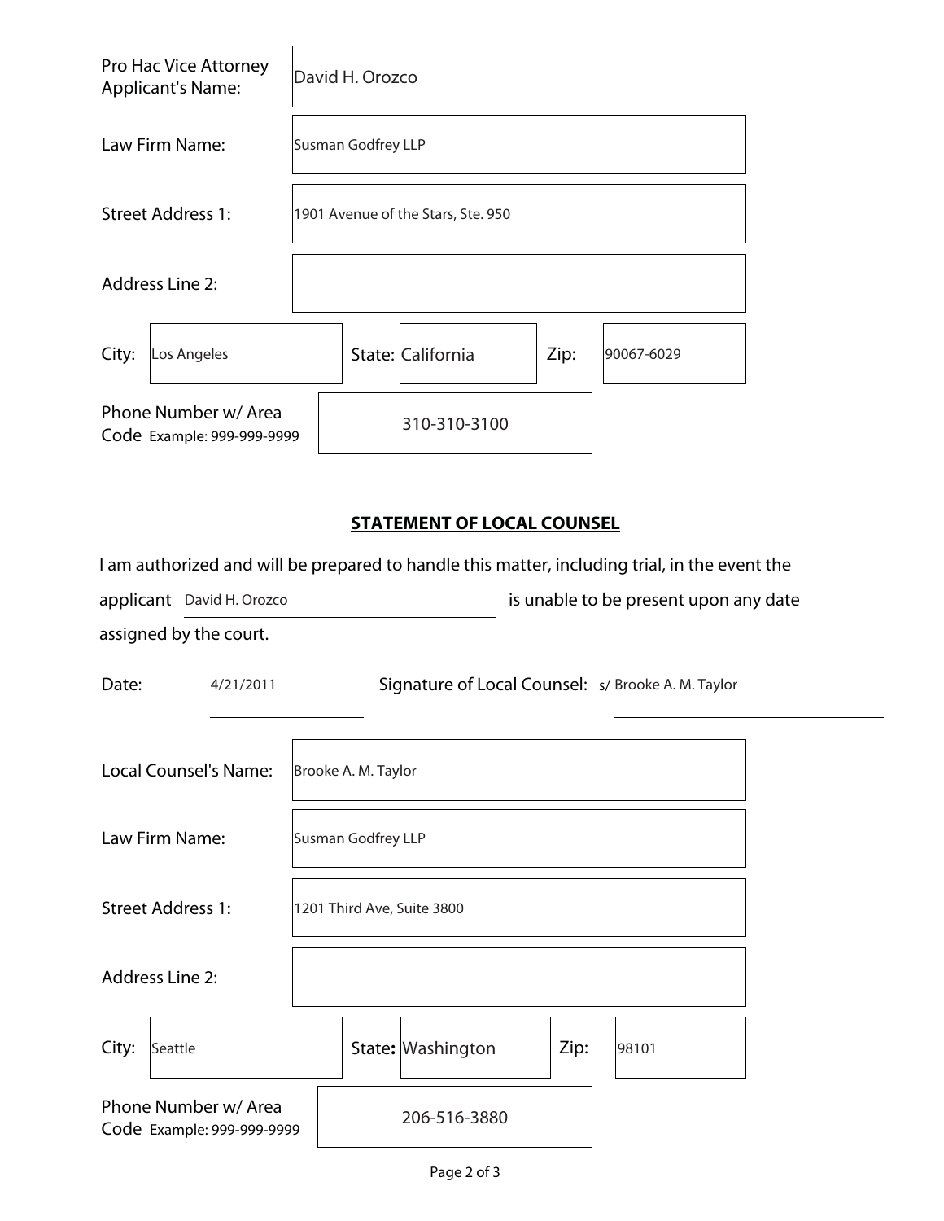Pro Hac Vice Attorney Applicant's Name: David H. Orozco

Law Firm Name: Susman Godfrey LLP

Street Address 1: 1901 Avenue of the Stars, Ste. 950

Address Line 2:

City: Los Angeles State: California Zip: 90067-6029

Phone Number w/ Area Code Example: 999-999-9999 310-310-3100

**STATEMENT OF LOCAL COUNSEL**

I am authorized and will be prepared to handle this matter, including trial, in the event the applicant David H. Orozco is unable to be present upon any date assigned by the court.

Date: 4/21/2011 Signature of Local Counsel: s/ Brooke A. M. Taylor

Local Counsel's Name: Brooke A. M. Taylor

Law Firm Name: Susman Godfrey LLP

Street Address 1: 1201 Third Ave, Suite 3800

Address Line 2:

City: Seattle State: Washington Zip: 98101

Phone Number w/ Area Code Example: 999-999-9999 206-516-3880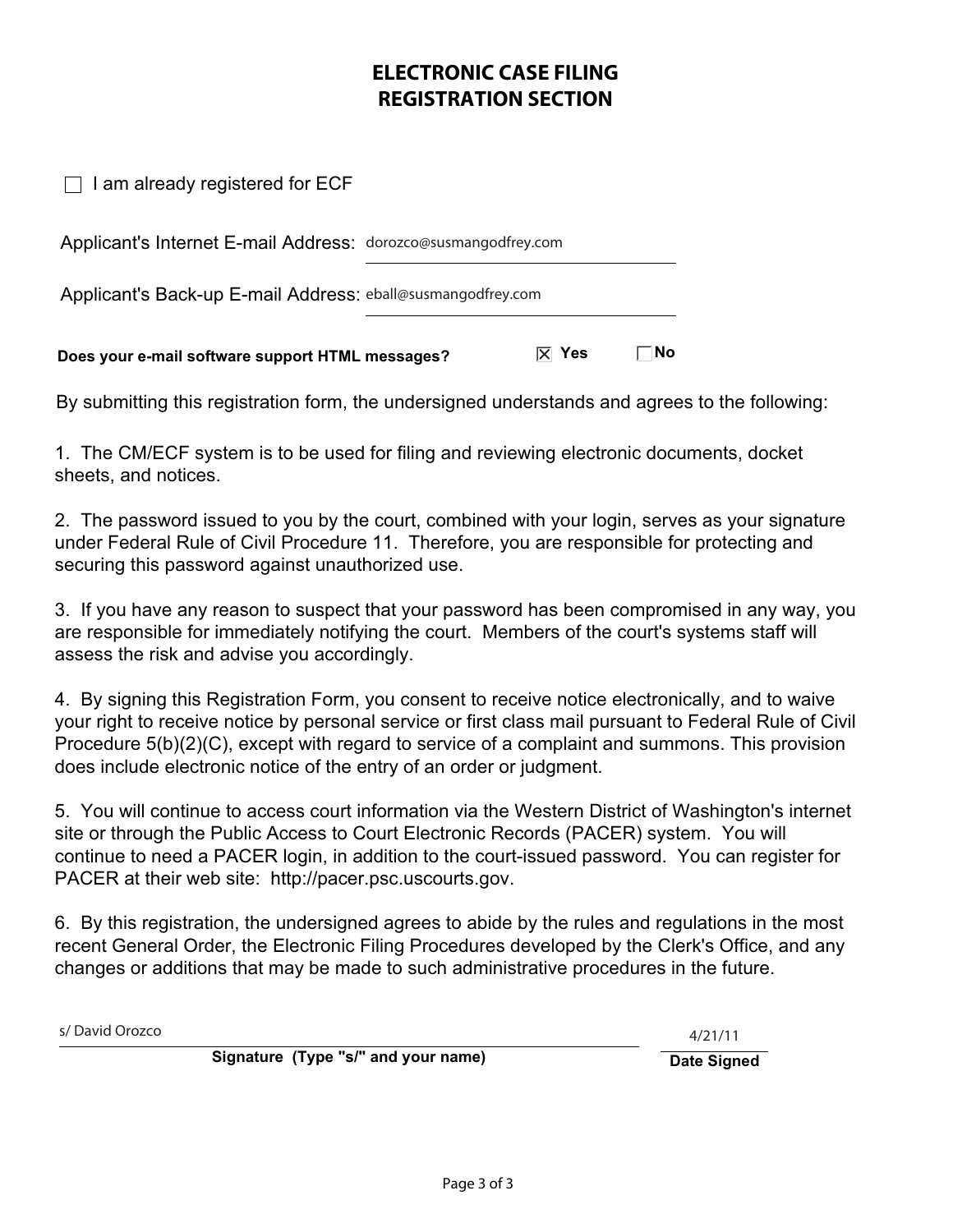# ELECTRONIC CASE FILING
# REGISTRATION SECTION

☐ I am already registered for ECF

Applicant's Internet E-mail Address: dorozco@susmangodfrey.com

Applicant's Back-up E-mail Address: eball@susmangodfrey.com

**Does your e-mail software support HTML messages?** ☒ **Yes** ☐ **No**

By submitting this registration form, the undersigned understands and agrees to the following:

1. The CM/ECF system is to be used for filing and reviewing electronic documents, docket sheets, and notices.

2. The password issued to you by the court, combined with your login, serves as your signature under Federal Rule of Civil Procedure 11. Therefore, you are responsible for protecting and securing this password against unauthorized use.

3. If you have any reason to suspect that your password has been compromised in any way, you are responsible for immediately notifying the court. Members of the court's systems staff will assess the risk and advise you accordingly.

4. By signing this Registration Form, you consent to receive notice electronically, and to waive your right to receive notice by personal service or first class mail pursuant to Federal Rule of Civil Procedure 5(b)(2)(C), except with regard to service of a complaint and summons. This provision does include electronic notice of the entry of an order or judgment.

5. You will continue to access court information via the Western District of Washington's internet site or through the Public Access to Court Electronic Records (PACER) system. You will continue to need a PACER login, in addition to the court-issued password. You can register for PACER at their web site: http://pacer.psc.uscourts.gov.

6. By this registration, the undersigned agrees to abide by the rules and regulations in the most recent General Order, the Electronic Filing Procedures developed by the Clerk's Office, and any changes or additions that may be made to such administrative procedures in the future.

s/ David Orozco
**Signature (Type "s/" and your name)**

4/21/11
**Date Signed**